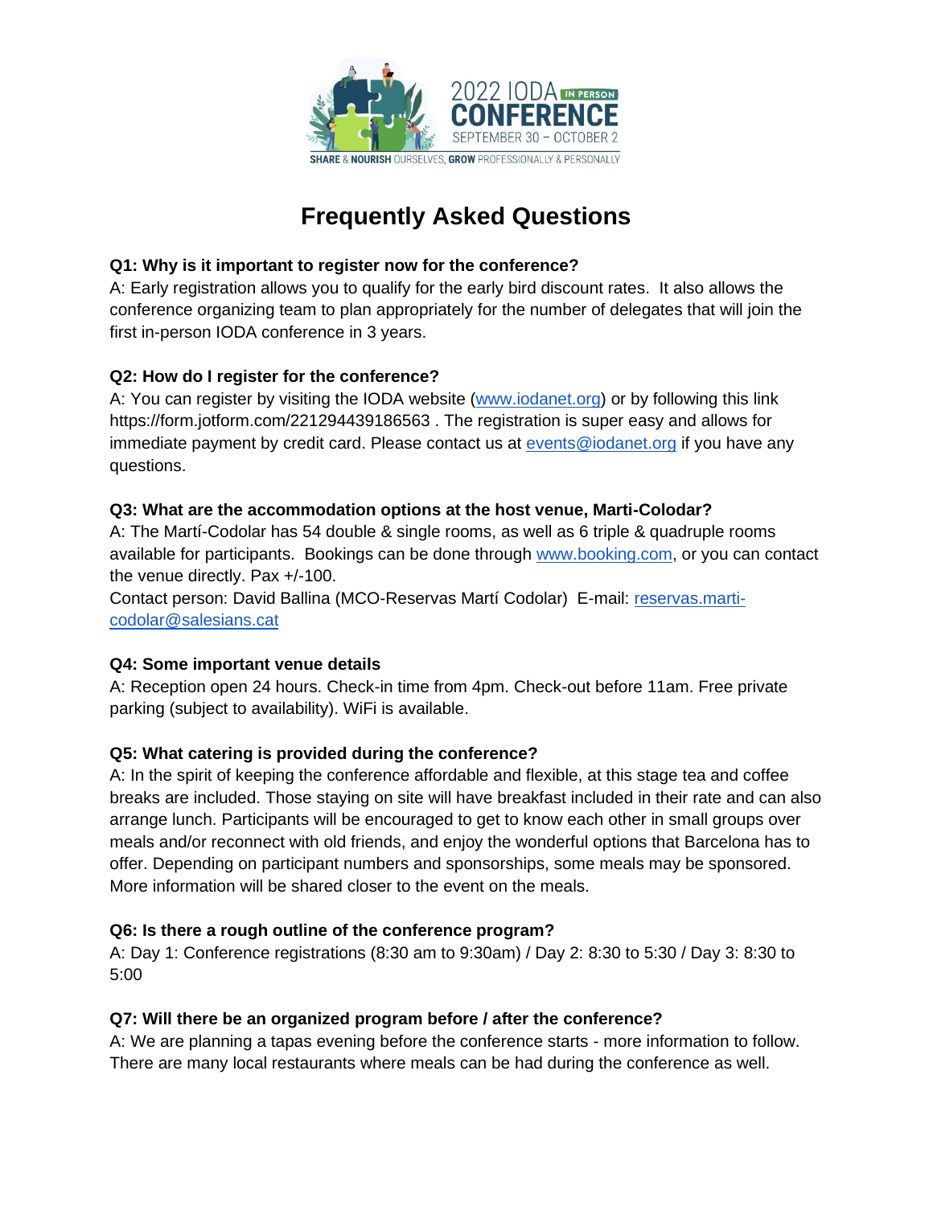2022 IODA IN PERSON CONFERENCE
SEPTEMBER 30 – OCTOBER 2
SHARE & NOURISH OURSELVES, GROW PROFESSIONALLY & PERSONALLY

# Frequently Asked Questions

**Q1: Why is it important to register now for the conference?**
A: Early registration allows you to qualify for the early bird discount rates. It also allows the conference organizing team to plan appropriately for the number of delegates that will join the first in-person IODA conference in 3 years.

**Q2: How do I register for the conference?**
A: You can register by visiting the IODA website ([www.iodanet.org](http://www.iodanet.org)) or by following this link https://form.jotform.com/221294439186563 . The registration is super easy and allows for immediate payment by credit card. Please contact us at [events@iodanet.org](mailto:events@iodanet.org) if you have any questions.

**Q3: What are the accommodation options at the host venue, Marti-Colodar?**
A: The Martí-Codolar has 54 double & single rooms, as well as 6 triple & quadruple rooms available for participants. Bookings can be done through [www.booking.com](http://www.booking.com), or you can contact the venue directly. Pax +/-100.
Contact person: David Ballina (MCO-Reservas Martí Codolar) E-mail: [reservas.marti-codolar@salesians.cat](mailto:reservas.marti-codolar@salesians.cat)

**Q4: Some important venue details**
A: Reception open 24 hours. Check-in time from 4pm. Check-out before 11am. Free private parking (subject to availability). WiFi is available.

**Q5: What catering is provided during the conference?**
A: In the spirit of keeping the conference affordable and flexible, at this stage tea and coffee breaks are included. Those staying on site will have breakfast included in their rate and can also arrange lunch. Participants will be encouraged to get to know each other in small groups over meals and/or reconnect with old friends, and enjoy the wonderful options that Barcelona has to offer. Depending on participant numbers and sponsorships, some meals may be sponsored. More information will be shared closer to the event on the meals.

**Q6: Is there a rough outline of the conference program?**
A: Day 1: Conference registrations (8:30 am to 9:30am) / Day 2: 8:30 to 5:30 / Day 3: 8:30 to 5:00

**Q7: Will there be an organized program before / after the conference?**
A: We are planning a tapas evening before the conference starts - more information to follow. There are many local restaurants where meals can be had during the conference as well.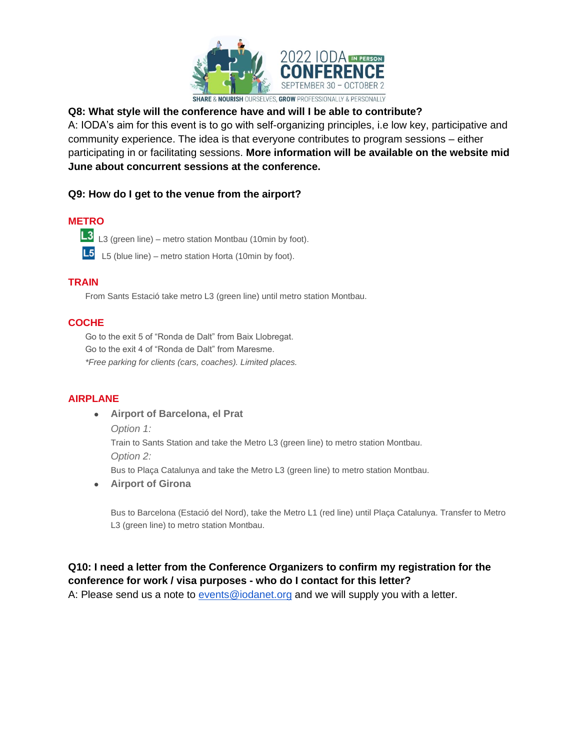**Q8: What style will the conference have and will I be able to contribute?**
A: IODA's aim for this event is to go with self-organizing principles, i.e low key, participative and community experience. The idea is that everyone contributes to program sessions – either participating in or facilitating sessions. **More information will be available on the website mid June about concurrent sessions at the conference.**

**Q9: How do I get to the venue from the airport?**

**METRO**

L3 L3 (green line) – metro station Montbau (10min by foot).

L5 L5 (blue line) – metro station Horta (10min by foot).

**TRAIN**

From Sants Estació take metro L3 (green line) until metro station Montbau.

**COCHE**

Go to the exit 5 of "Ronda de Dalt" from Baix Llobregat.
Go to the exit 4 of "Ronda de Dalt" from Maresme.
*\*Free parking for clients (cars, coaches). Limited places.*

**AIRPLANE**

- **Airport of Barcelona, el Prat**

  *Option 1:*

  Train to Sants Station and take the Metro L3 (green line) to metro station Montbau.

  *Option 2:*

  Bus to Plaça Catalunya and take the Metro L3 (green line) to metro station Montbau.

- **Airport of Girona**

  Bus to Barcelona (Estació del Nord), take the Metro L1 (red line) until Plaça Catalunya. Transfer to Metro L3 (green line) to metro station Montbau.

**Q10: I need a letter from the Conference Organizers to confirm my registration for the conference for work / visa purposes - who do I contact for this letter?**
A: Please send us a note to events@iodanet.org and we will supply you with a letter.